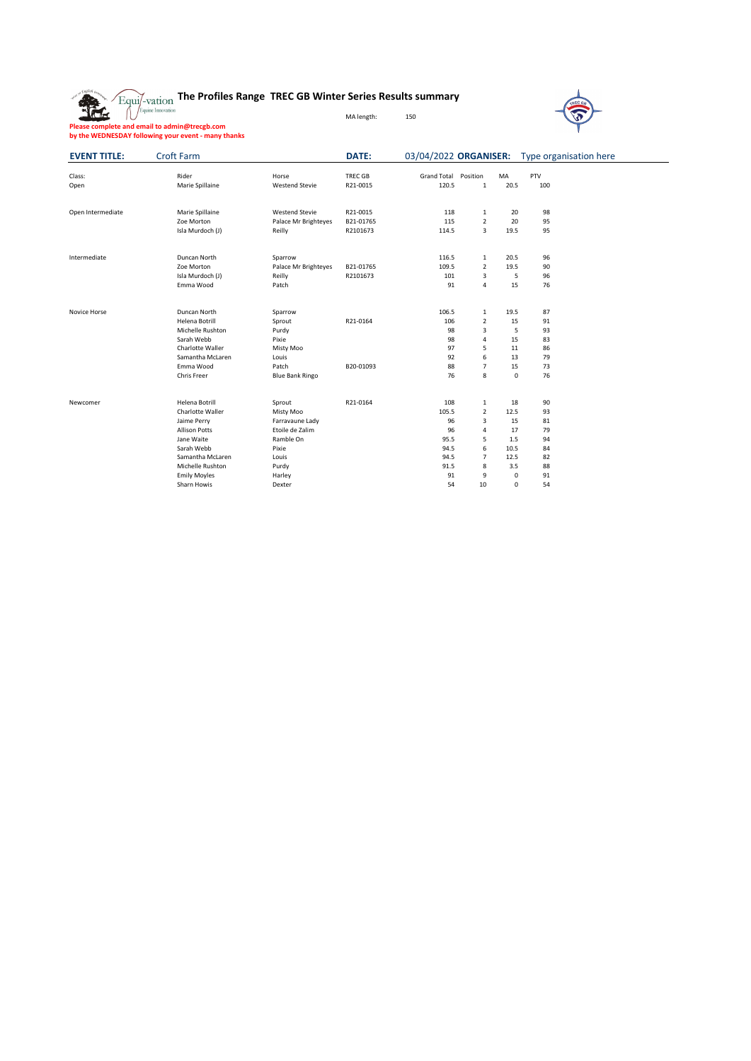# The Profiles Range TREC GB Winter Series Results summary

MA length: 150

**Please complete and email to admin@trecgb.com**
**by the WEDNESDAY following your event - many thanks**

**EVENT TITLE:** Croft Farm **DATE:** 03/04/2022 **ORGANISER:** Type organisation here

| Class: | Rider | Horse | TREC GB | Grand Total | Position | MA | PTV |
|---|---|---|---|---|---|---|---|
| Open | Marie Spillaine | Westend Stevie | R21-0015 | 120.5 | 1 | 20.5 | 100 |
| | | | | | | | |
| Open Intermediate | Marie Spillaine | Westend Stevie | R21-0015 | 118 | 1 | 20 | 98 |
| | Zoe Morton | Palace Mr Brighteyes | B21-01765 | 115 | 2 | 20 | 95 |
| | Isla Murdoch (J) | Reilly | R2101673 | 114.5 | 3 | 19.5 | 95 |
| | | | | | | | |
| Intermediate | Duncan North | Sparrow | | 116.5 | 1 | 20.5 | 96 |
| | Zoe Morton | Palace Mr Brighteyes | B21-01765 | 109.5 | 2 | 19.5 | 90 |
| | Isla Murdoch (J) | Reilly | R2101673 | 101 | 3 | 5 | 96 |
| | Emma Wood | Patch | | 91 | 4 | 15 | 76 |
| | | | | | | | |
| Novice Horse | Duncan North | Sparrow | | 106.5 | 1 | 19.5 | 87 |
| | Helena Botrill | Sprout | R21-0164 | 106 | 2 | 15 | 91 |
| | Michelle Rushton | Purdy | | 98 | 3 | 5 | 93 |
| | Sarah Webb | Pixie | | 98 | 4 | 15 | 83 |
| | Charlotte Waller | Misty Moo | | 97 | 5 | 11 | 86 |
| | Samantha McLaren | Louis | | 92 | 6 | 13 | 79 |
| | Emma Wood | Patch | B20-01093 | 88 | 7 | 15 | 73 |
| | Chris Freer | Blue Bank Ringo | | 76 | 8 | 0 | 76 |
| | | | | | | | |
| Newcomer | Helena Botrill | Sprout | R21-0164 | 108 | 1 | 18 | 90 |
| | Charlotte Waller | Misty Moo | | 105.5 | 2 | 12.5 | 93 |
| | Jaime Perry | Farravaune Lady | | 96 | 3 | 15 | 81 |
| | Allison Potts | Etoile de Zalim | | 96 | 4 | 17 | 79 |
| | Jane Waite | Ramble On | | 95.5 | 5 | 1.5 | 94 |
| | Sarah Webb | Pixie | | 94.5 | 6 | 10.5 | 84 |
| | Samantha McLaren | Louis | | 94.5 | 7 | 12.5 | 82 |
| | Michelle Rushton | Purdy | | 91.5 | 8 | 3.5 | 88 |
| | Emily Moyles | Harley | | 91 | 9 | 0 | 91 |
| | Sharn Howis | Dexter | | 54 | 10 | 0 | 54 |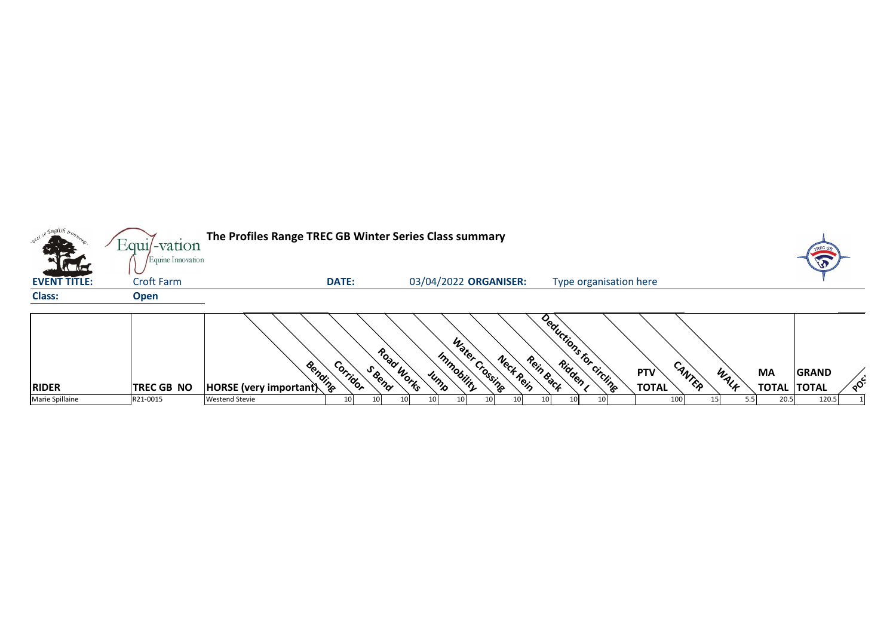# The Profiles Range TREC GB Winter Series Class summary

**EVENT TITLE:** Croft Farm **DATE:** 03/04/2022 **ORGANISER:** Type organisation here

**Class:** **Open**

| RIDER | TREC GB NO | HORSE (very important) | Bending | Corridor | S Bend | Road Works | Jump | Immobility | Water Crossing | Neck Rein | Rein Back | Ridden L | Deductions for circling | PTV TOTAL | CANTER | WALK | MA TOTAL | GRAND TOTAL | POS |
|---|---|---|---|---|---|---|---|---|---|---|---|---|---|---|---|---|---|---|---|
| Marie Spillaine | R21-0015 | Westend Stevie | 10 | 10 | 10 | 10 | 10 | 10 | 10 | 10 | 10 | 10 | | 100 | 15 | 5.5 | 20.5 | 120.5 | 1 |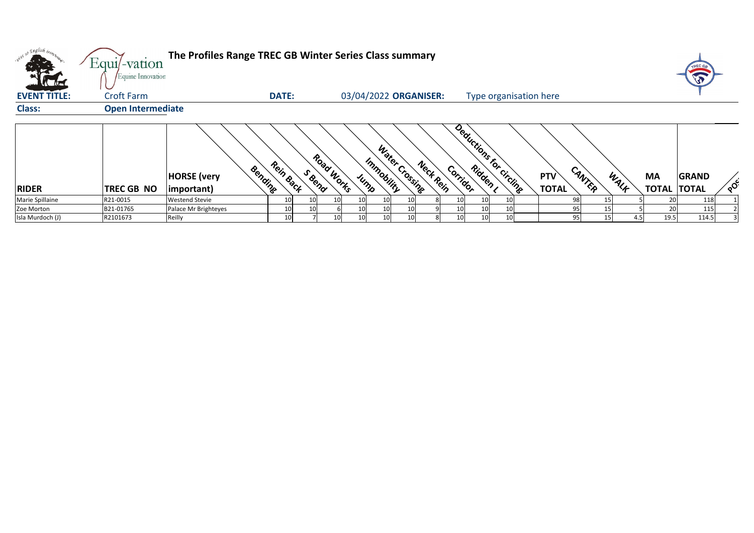# The Profiles Range TREC GB Winter Series Class summary

**EVENT TITLE:** Croft Farm **DATE:** 03/04/2022 **ORGANISER:** Type organisation here

**Class:** Open Intermediate

| RIDER | TREC GB NO | HORSE (very important) | Bending | Rein Back | S Bend | Road Works | Jump | Immobility | Water Crossing | Neck Rein | Corridor | Ridden L | Deductions for circling | PTV TOTAL | CANTER | WALK | MA TOTAL | GRAND TOTAL | POS |
|---|---|---|---|---|---|---|---|---|---|---|---|---|---|---|---|---|---|---|---|
| Marie Spillaine | R21-0015 | Westend Stevie | 10 | 10 | 10 | 10 | 10 | 10 | 8 | 10 | 10 | 10 | | 98 | 15 | 5 | 20 | 118 | 1 |
| Zoe Morton | B21-01765 | Palace Mr Brighteyes | 10 | 10 | 6 | 10 | 10 | 10 | 9 | 10 | 10 | 10 | | 95 | 15 | 5 | 20 | 115 | 2 |
| Isla Murdoch (J) | R2101673 | Reilly | 10 | 7 | 10 | 10 | 10 | 10 | 8 | 10 | 10 | 10 | | 95 | 15 | 4.5 | 19.5 | 114.5 | 3 |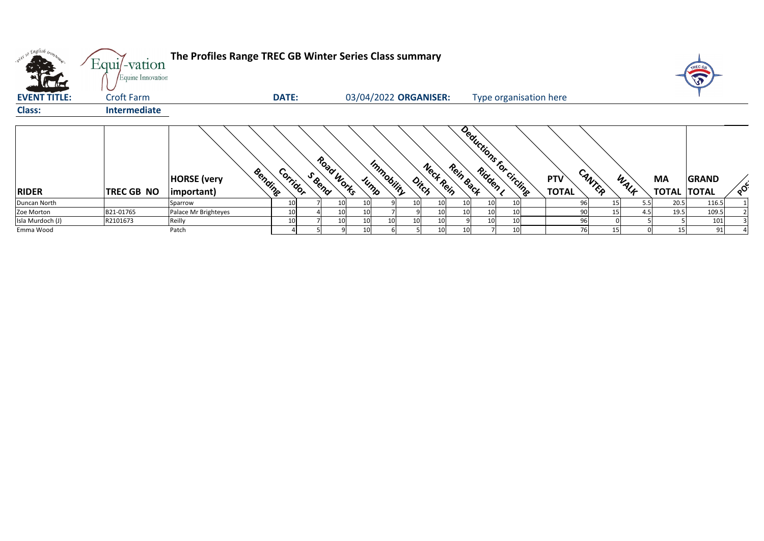# The Profiles Range TREC GB Winter Series Class summary

**EVENT TITLE:** Croft Farm **DATE:** 03/04/2022 **ORGANISER:** Type organisation here

**Class:** Intermediate

| RIDER | TREC GB NO | HORSE (very important) | Bending | Corridor | S Bend | Road Works | Jump | Immobility | Ditch | Neck Rein | Rein Back | Ridden L | Deductions for circling | PTV TOTAL | CANTER | WALK | MA TOTAL | GRAND TOTAL | POS |
|---|---|---|---|---|---|---|---|---|---|---|---|---|---|---|---|---|---|---|---|
| Duncan North | | Sparrow | 10 | 7 | 10 | 10 | 9 | 10 | 10 | 10 | 10 | 10 | | 96 | 15 | 5.5 | 20.5 | 116.5 | 1 |
| Zoe Morton | B21-01765 | Palace Mr Brighteyes | 10 | 4 | 10 | 10 | 7 | 9 | 10 | 10 | 10 | 10 | | 90 | 15 | 4.5 | 19.5 | 109.5 | 2 |
| Isla Murdoch (J) | R2101673 | Reilly | 10 | 7 | 10 | 10 | 10 | 10 | 10 | 9 | 10 | 10 | | 96 | 0 | 5 | 5 | 101 | 3 |
| Emma Wood | | Patch | 4 | 5 | 9 | 10 | 6 | 5 | 10 | 10 | 7 | 10 | | 76 | 15 | 0 | 15 | 91 | 4 |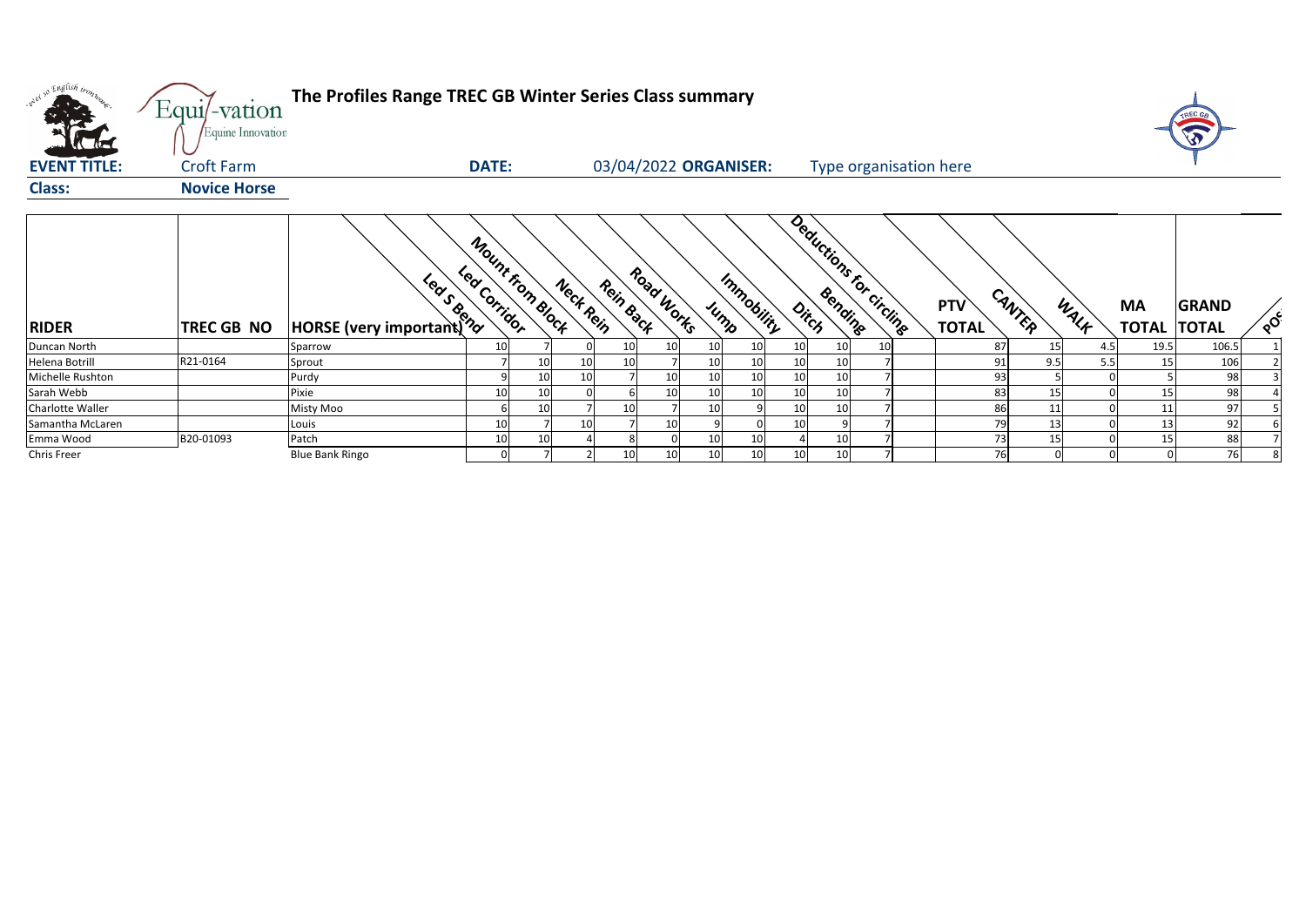# The Profiles Range TREC GB Winter Series Class summary

**EVENT TITLE:** Croft Farm **DATE:** 03/04/2022 **ORGANISER:** Type organisation here

**Class:** Novice Horse

| RIDER | TREC GB NO | HORSE (very important) | Led S Bend | Led Corridor | Mount from Block | Neck Rein | Rein Back | Road Works | Jump | Immobility | Ditch | Bending | Deductions for circling | PTV TOTAL | CANTER | WALK | MA TOTAL | GRAND TOTAL | POS |
|---|---|---|---|---|---|---|---|---|---|---|---|---|---|---|---|---|---|---|---|
| Duncan North | | Sparrow | 10 | 7 | 0 | 10 | 10 | 10 | 10 | 10 | 10 | 10 | | 87 | 15 | 4.5 | 19.5 | 106.5 | 1 |
| Helena Botrill | R21-0164 | Sprout | 7 | 10 | 10 | 10 | 7 | 10 | 10 | 10 | 10 | 7 | | 91 | 9.5 | 5.5 | 15 | 106 | 2 |
| Michelle Rushton | | Purdy | 9 | 10 | 10 | 7 | 10 | 10 | 10 | 10 | 10 | 7 | | 93 | 5 | 0 | 5 | 98 | 3 |
| Sarah Webb | | Pixie | 10 | 10 | 0 | 6 | 10 | 10 | 10 | 10 | 10 | 7 | | 83 | 15 | 0 | 15 | 98 | 4 |
| Charlotte Waller | | Misty Moo | 6 | 10 | 7 | 10 | 7 | 10 | 9 | 10 | 10 | 7 | | 86 | 11 | 0 | 11 | 97 | 5 |
| Samantha McLaren | | Louis | 10 | 7 | 10 | 7 | 10 | 9 | 0 | 10 | 9 | 7 | | 79 | 13 | 0 | 13 | 92 | 6 |
| Emma Wood | B20-01093 | Patch | 10 | 10 | 4 | 8 | 0 | 10 | 10 | 4 | 10 | 7 | | 73 | 15 | 0 | 15 | 88 | 7 |
| Chris Freer | | Blue Bank Ringo | 0 | 7 | 2 | 10 | 10 | 10 | 10 | 10 | 10 | 7 | | 76 | 0 | 0 | 0 | 76 | 8 |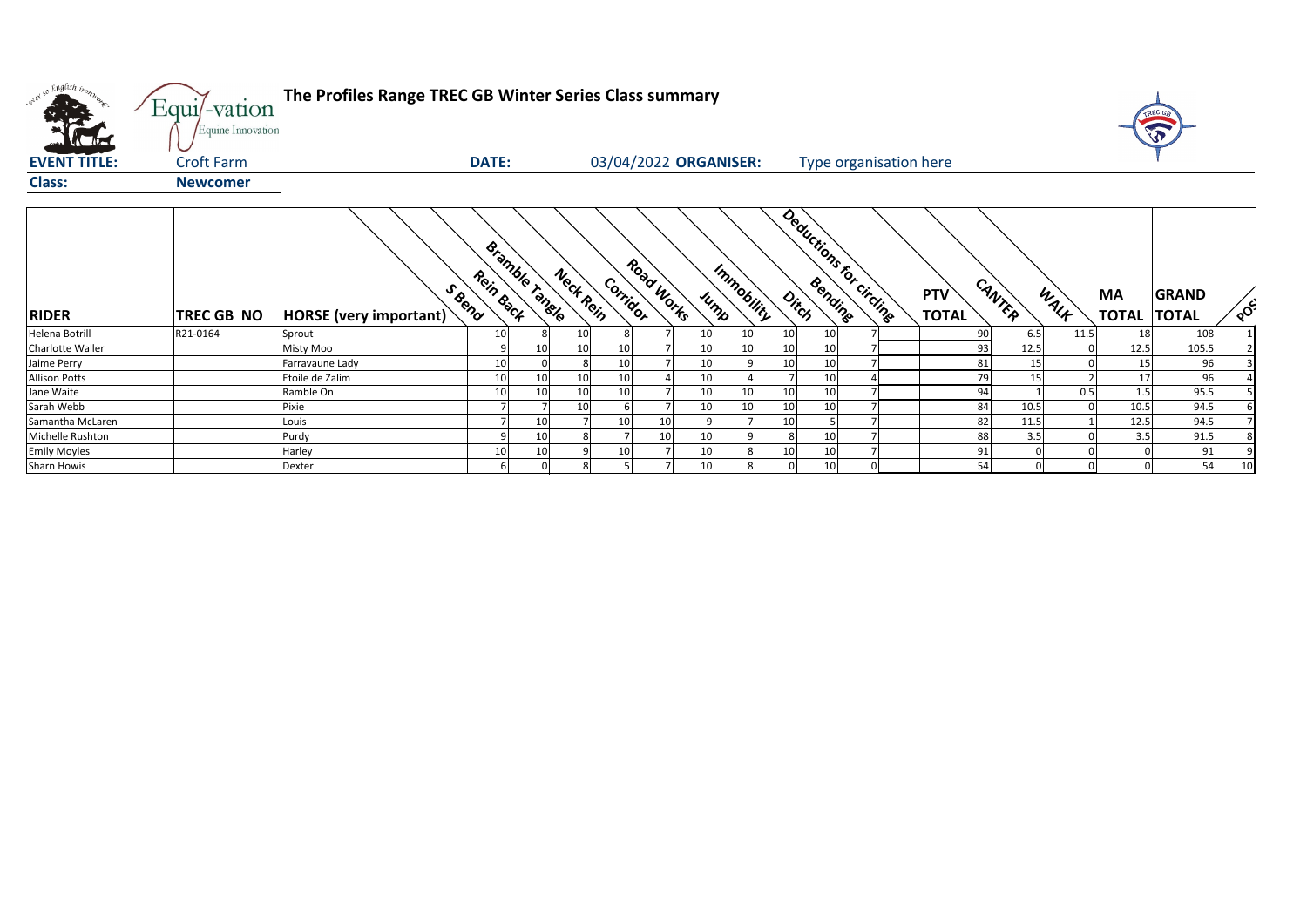# The Profiles Range TREC GB Winter Series Class summary

**EVENT TITLE:** Croft Farm **DATE:** 03/04/2022 **ORGANISER:** Type organisation here

**Class:** **Newcomer**

| RIDER | TREC GB NO | HORSE (very important) | S Bend | Rein Back | Bramble Tangle | Neck Rein | Corridor | Road Works | Jump | Immobility | Ditch | Bending | Deductions for circling | PTV TOTAL | CANTER | WALK | MA TOTAL | GRAND TOTAL | POS |
|---|---|---|---|---|---|---|---|---|---|---|---|---|---|---|---|---|---|---|---|
| Helena Botrill | R21-0164 | Sprout | 10 | 8 | 10 | 8 | 7 | 10 | 10 | 10 | 10 | 7 | | 90 | 6.5 | 11.5 | 18 | 108 | 1 |
| Charlotte Waller | | Misty Moo | 9 | 10 | 10 | 10 | 7 | 10 | 10 | 10 | 10 | 7 | | 93 | 12.5 | 0 | 12.5 | 105.5 | 2 |
| Jaime Perry | | Farravaune Lady | 10 | 0 | 8 | 10 | 7 | 10 | 9 | 10 | 10 | 7 | | 81 | 15 | 0 | 15 | 96 | 3 |
| Allison Potts | | Etoile de Zalim | 10 | 10 | 10 | 10 | 4 | 10 | 4 | 7 | 10 | 4 | | 79 | 15 | 2 | 17 | 96 | 4 |
| Jane Waite | | Ramble On | 10 | 10 | 10 | 10 | 7 | 10 | 10 | 10 | 10 | 7 | | 94 | 1 | 0.5 | 1.5 | 95.5 | 5 |
| Sarah Webb | | Pixie | 7 | 7 | 10 | 6 | 7 | 10 | 10 | 10 | 10 | 7 | | 84 | 10.5 | 0 | 10.5 | 94.5 | 6 |
| Samantha McLaren | | Louis | 7 | 10 | 7 | 10 | 10 | 9 | 7 | 10 | 5 | 7 | | 82 | 11.5 | 1 | 12.5 | 94.5 | 7 |
| Michelle Rushton | | Purdy | 9 | 10 | 8 | 7 | 10 | 10 | 9 | 8 | 10 | 7 | | 88 | 3.5 | 0 | 3.5 | 91.5 | 8 |
| Emily Moyles | | Harley | 10 | 10 | 9 | 10 | 7 | 10 | 8 | 10 | 10 | 7 | | 91 | 0 | 0 | 0 | 91 | 9 |
| Sharn Howis | | Dexter | 6 | 0 | 8 | 5 | 7 | 10 | 8 | 0 | 10 | 0 | | 54 | 0 | 0 | 0 | 54 | 10 |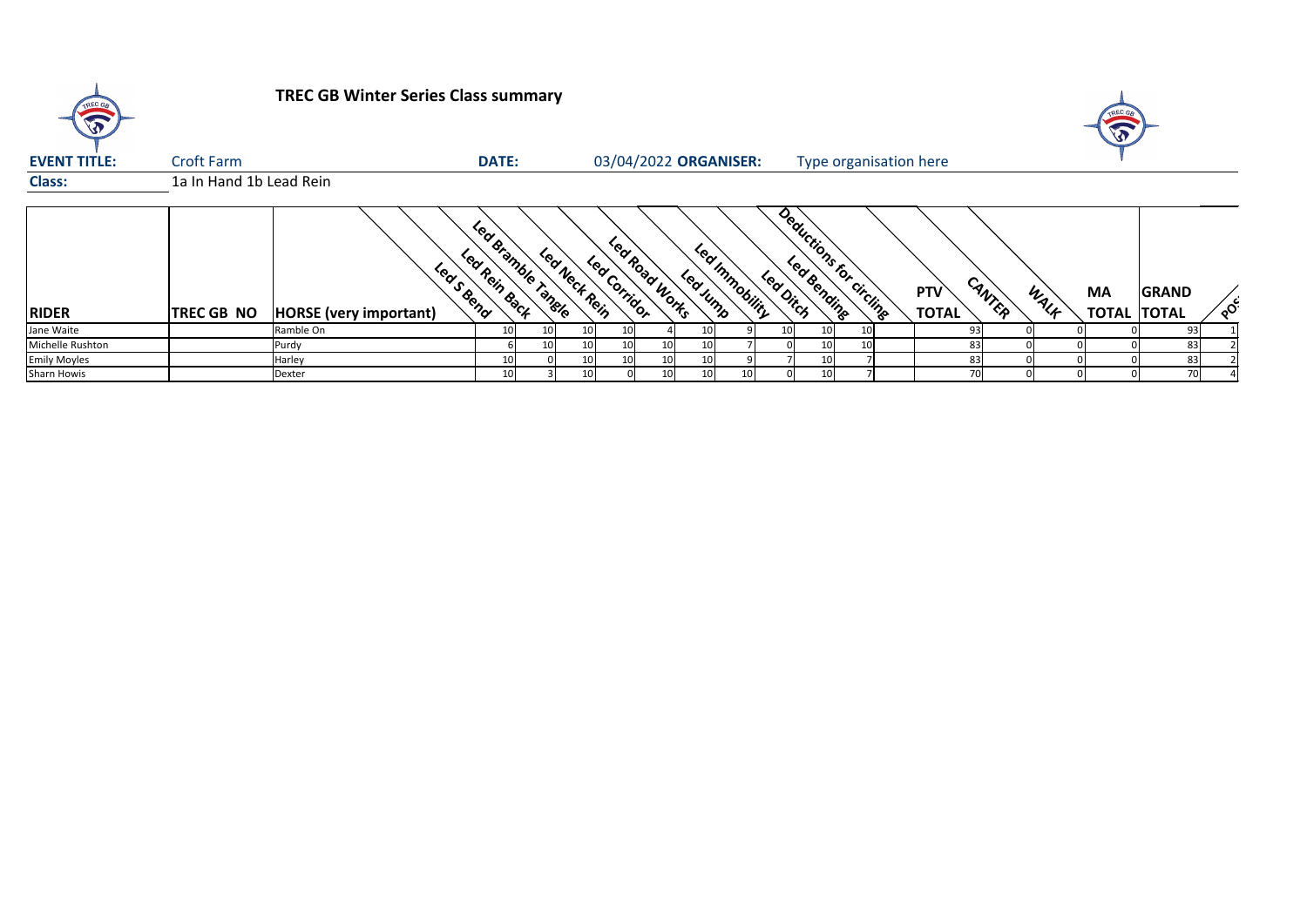# TREC GB Winter Series Class summary

**EVENT TITLE:** Croft Farm **DATE:** 03/04/2022 **ORGANISER:** Type organisation here

**Class:** 1a In Hand 1b Lead Rein

| RIDER | TREC GB NO | HORSE (very important) | Led S Bend | Led Rein Back | Led Bramble Tangle | Led Neck Rein | Led Corridor | Led Road Works | Led Jump | Led Immobility | Led Ditch | Led Bending | Deductions for circling | PTV TOTAL | CANTER | WALK | MA TOTAL | GRAND TOTAL | POS |
|---|---|---|---|---|---|---|---|---|---|---|---|---|---|---|---|---|---|---|---|
| Jane Waite | | Ramble On | 10 | 10 | 10 | 10 | 4 | 10 | 9 | 10 | 10 | 10 | | 93 | 0 | 0 | 0 | 93 | 1 |
| Michelle Rushton | | Purdy | 6 | 10 | 10 | 10 | 10 | 10 | 7 | 0 | 10 | 10 | | 83 | 0 | 0 | 0 | 83 | 2 |
| Emily Moyles | | Harley | 10 | 0 | 10 | 10 | 10 | 10 | 9 | 7 | 10 | 7 | | 83 | 0 | 0 | 0 | 83 | 2 |
| Sharn Howis | | Dexter | 10 | 3 | 10 | 0 | 10 | 10 | 10 | 0 | 10 | 7 | | 70 | 0 | 0 | 0 | 70 | 4 |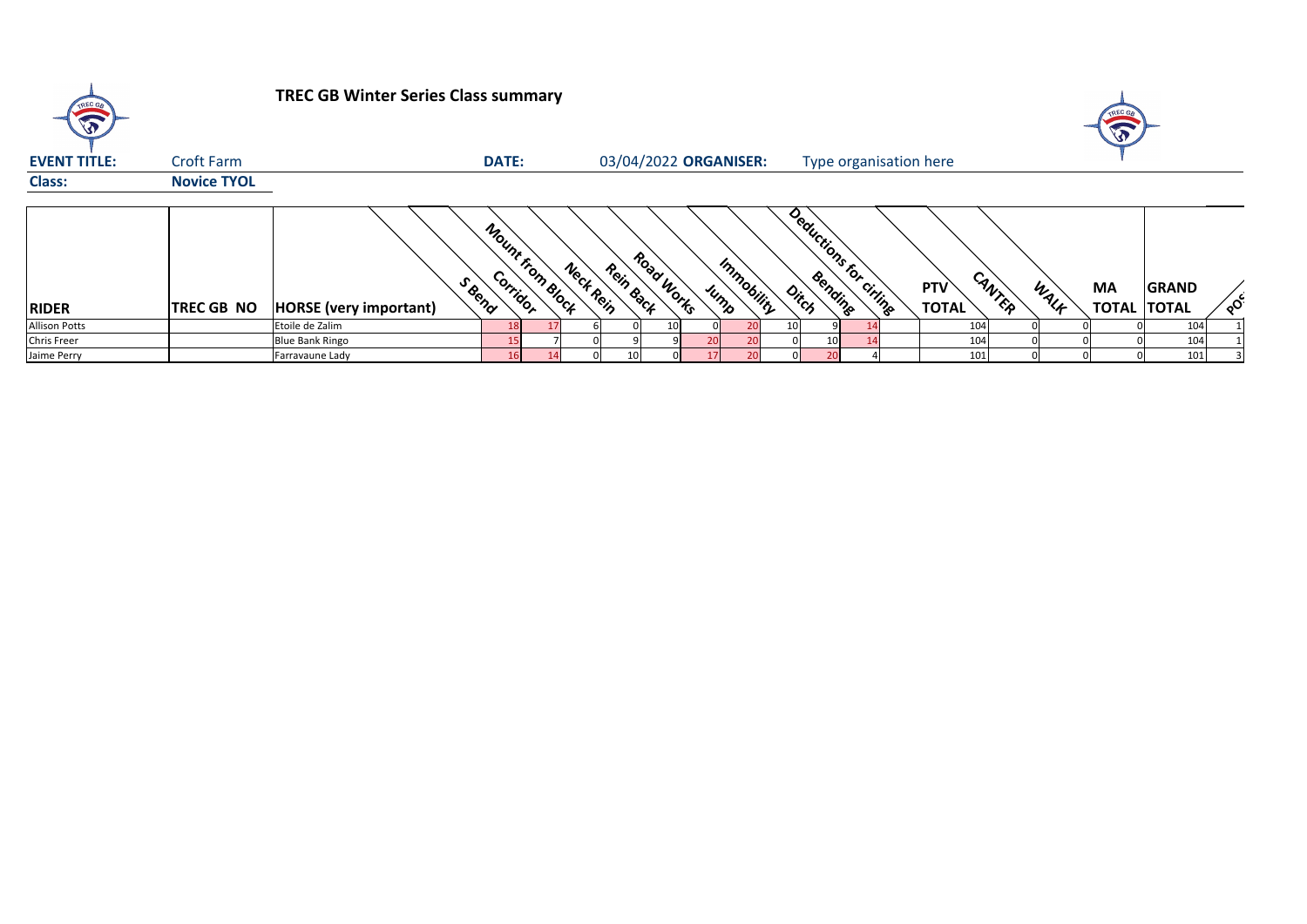# TREC GB Winter Series Class summary

**EVENT TITLE:** Croft Farm **DATE:** 03/04/2022 **ORGANISER:** Type organisation here

**Class:** **Novice TYOL**

| RIDER | TREC GB NO | HORSE (very important) | S Bend | Corridor | Mount from Block | Neck Rein | Rein Back | Road Works | Jump | Immobility | Ditch | Bending | Deductions for circling | PTV TOTAL | CANTER | WALK | MA TOTAL | GRAND TOTAL | POS |
|---|---|---|---|---|---|---|---|---|---|---|---|---|---|---|---|---|---|---|---|
| Allison Potts | | Etoile de Zalim | 18 | 17 | 6 | 0 | 10 | 0 | 20 | 10 | 9 | 14 | | 104 | 0 | 0 | 0 | 104 | 1 |
| Chris Freer | | Blue Bank Ringo | 15 | 7 | 0 | 9 | 9 | 20 | 20 | 0 | 10 | 14 | | 104 | 0 | 0 | 0 | 104 | 1 |
| Jaime Perry | | Farravaune Lady | 16 | 14 | 0 | 10 | 0 | 17 | 20 | 0 | 20 | 4 | | 101 | 0 | 0 | 0 | 101 | 3 |